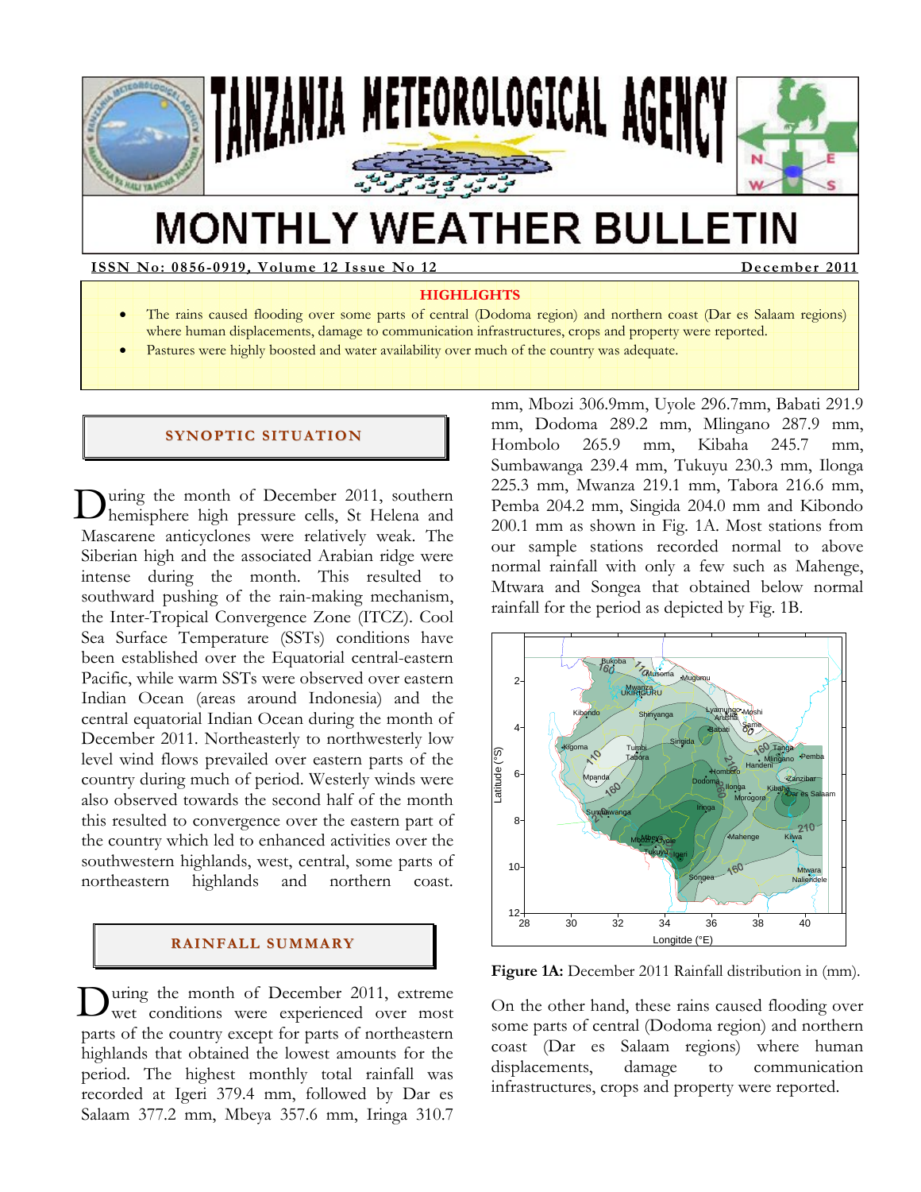# TANZANIA METEOROLOGICAL AGENCY

# MONTHLY WEATHER BULLETIN

**ISSN No: 0856-0919, Volume 12 Issue No 12** **December 2011**

**HIGHLIGHTS**

- The rains caused flooding over some parts of central (Dodoma region) and northern coast (Dar es Salaam regions) where human displacements, damage to communication infrastructures, crops and property were reported.
- Pastures were highly boosted and water availability over much of the country was adequate.

## SYNOPTIC SITUATION

During the month of December 2011, southern hemisphere high pressure cells, St Helena and Mascarene anticyclones were relatively weak. The Siberian high and the associated Arabian ridge were intense during the month. This resulted to southward pushing of the rain-making mechanism, the Inter-Tropical Convergence Zone (ITCZ). Cool Sea Surface Temperature (SSTs) conditions have been established over the Equatorial central-eastern Pacific, while warm SSTs were observed over eastern Indian Ocean (areas around Indonesia) and the central equatorial Indian Ocean during the month of December 2011. Northeasterly to northwesterly low level wind flows prevailed over eastern parts of the country during much of period. Westerly winds were also observed towards the second half of the month this resulted to convergence over the eastern part of the country which led to enhanced activities over the southwestern highlands, west, central, some parts of northeastern highlands and northern coast.

## RAINFALL SUMMARY

During the month of December 2011, extreme wet conditions were experienced over most parts of the country except for parts of northeastern highlands that obtained the lowest amounts for the period. The highest monthly total rainfall was recorded at Igeri 379.4 mm, followed by Dar es Salaam 377.2 mm, Mbeya 357.6 mm, Iringa 310.7 mm, Mbozi 306.9mm, Uyole 296.7mm, Babati 291.9 mm, Dodoma 289.2 mm, Mlingano 287.9 mm, Hombolo 265.9 mm, Kibaha 245.7 mm, Sumbawanga 239.4 mm, Tukuyu 230.3 mm, Ilonga 225.3 mm, Mwanza 219.1 mm, Tabora 216.6 mm, Pemba 204.2 mm, Singida 204.0 mm and Kibondo 200.1 mm as shown in Fig. 1A. Most stations from our sample stations recorded normal to above normal rainfall with only a few such as Mahenge, Mtwara and Songea that obtained below normal rainfall for the period as depicted by Fig. 1B.

**Figure 1A:** December 2011 Rainfall distribution in (mm).

On the other hand, these rains caused flooding over some parts of central (Dodoma region) and northern coast (Dar es Salaam regions) where human displacements, damage to communication infrastructures, crops and property were reported.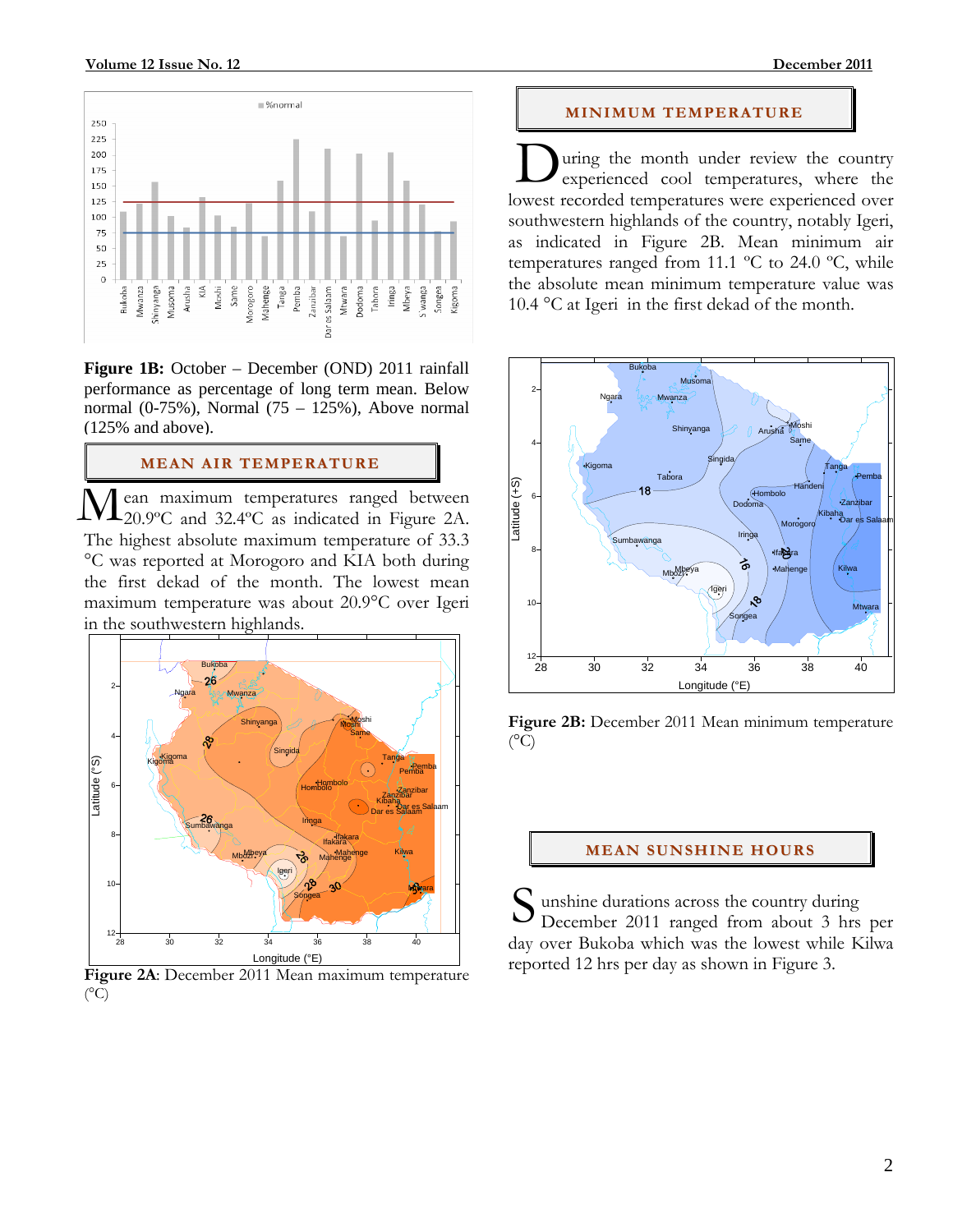**Figure 1B:** October – December (OND) 2011 rainfall performance as percentage of long term mean. Below normal (0-75%), Normal (75 – 125%), Above normal (125% and above).

## MEAN AIR TEMPERATURE

Mean maximum temperatures ranged between 20.9ºC and 32.4ºC as indicated in Figure 2A. The highest absolute maximum temperature of 33.3 °C was reported at Morogoro and KIA both during the first dekad of the month. The lowest mean maximum temperature was about 20.9°C over Igeri in the southwestern highlands.

**Figure 2A**: December 2011 Mean maximum temperature (°C)

## MINIMUM TEMPERATURE

During the month under review the country experienced cool temperatures, where the lowest recorded temperatures were experienced over southwestern highlands of the country, notably Igeri, as indicated in Figure 2B. Mean minimum air temperatures ranged from 11.1 ºC to 24.0 ºC, while the absolute mean minimum temperature value was 10.4 °C at Igeri in the first dekad of the month.

**Figure 2B:** December 2011 Mean minimum temperature (°C)

## MEAN SUNSHINE HOURS

Sunshine durations across the country during December 2011 ranged from about 3 hrs per day over Bukoba which was the lowest while Kilwa reported 12 hrs per day as shown in Figure 3.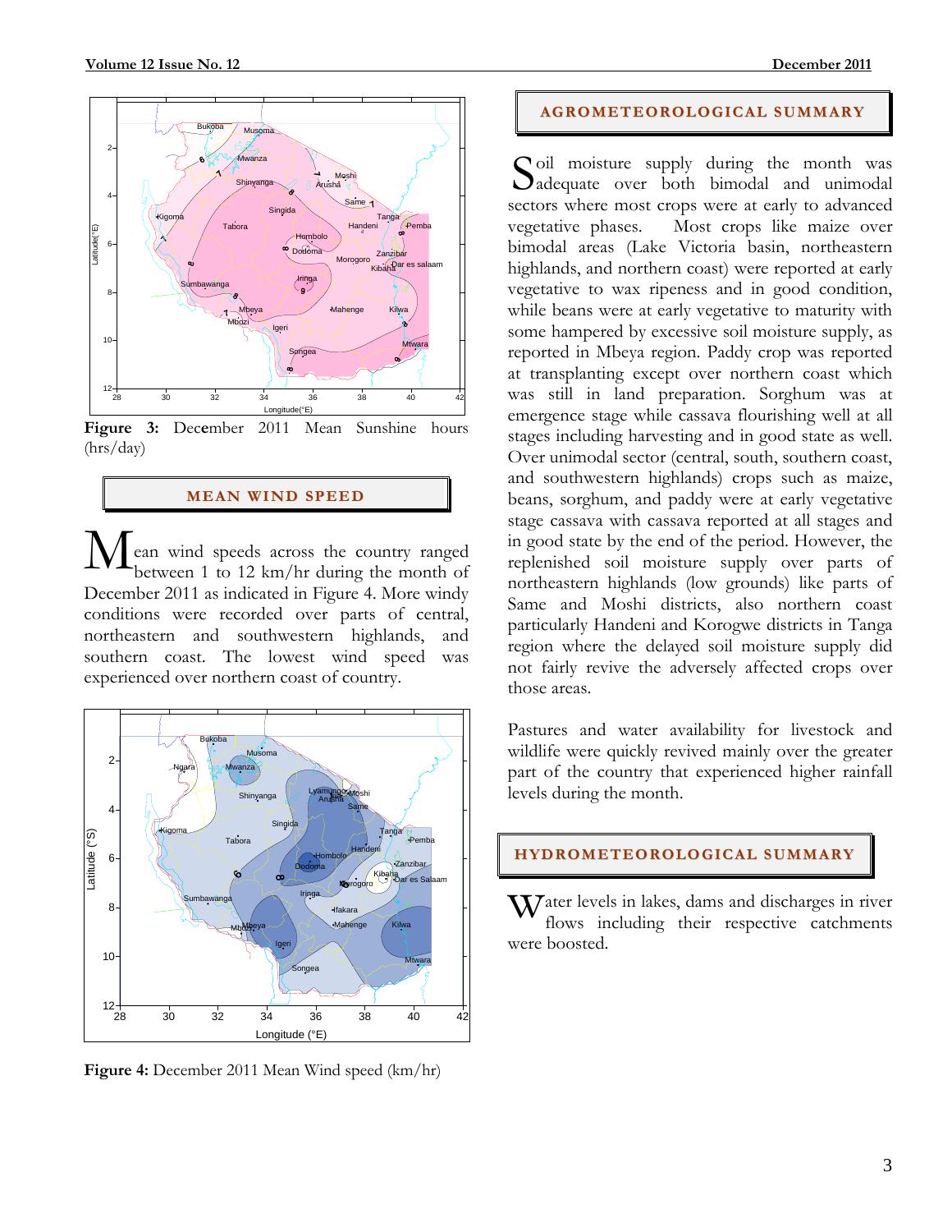**Figure 3:** December 2011 Mean Sunshine hours (hrs/day)

## MEAN WIND SPEED

Mean wind speeds across the country ranged between 1 to 12 km/hr during the month of December 2011 as indicated in Figure 4. More windy conditions were recorded over parts of central, northeastern and southwestern highlands, and southern coast. The lowest wind speed was experienced over northern coast of country.

**Figure 4:** December 2011 Mean Wind speed (km/hr)

## AGROMETEOROLOGICAL SUMMARY

Soil moisture supply during the month was adequate over both bimodal and unimodal sectors where most crops were at early to advanced vegetative phases. Most crops like maize over bimodal areas (Lake Victoria basin, northeastern highlands, and northern coast) were reported at early vegetative to wax ripeness and in good condition, while beans were at early vegetative to maturity with some hampered by excessive soil moisture supply, as reported in Mbeya region. Paddy crop was reported at transplanting except over northern coast which was still in land preparation. Sorghum was at emergence stage while cassava flourishing well at all stages including harvesting and in good state as well. Over unimodal sector (central, south, southern coast, and southwestern highlands) crops such as maize, beans, sorghum, and paddy were at early vegetative stage cassava with cassava reported at all stages and in good state by the end of the period. However, the replenished soil moisture supply over parts of northeastern highlands (low grounds) like parts of Same and Moshi districts, also northern coast particularly Handeni and Korogwe districts in Tanga region where the delayed soil moisture supply did not fairly revive the adversely affected crops over those areas.

Pastures and water availability for livestock and wildlife were quickly revived mainly over the greater part of the country that experienced higher rainfall levels during the month.

## HYDROMETEOROLOGICAL SUMMARY

Water levels in lakes, dams and discharges in river flows including their respective catchments were boosted.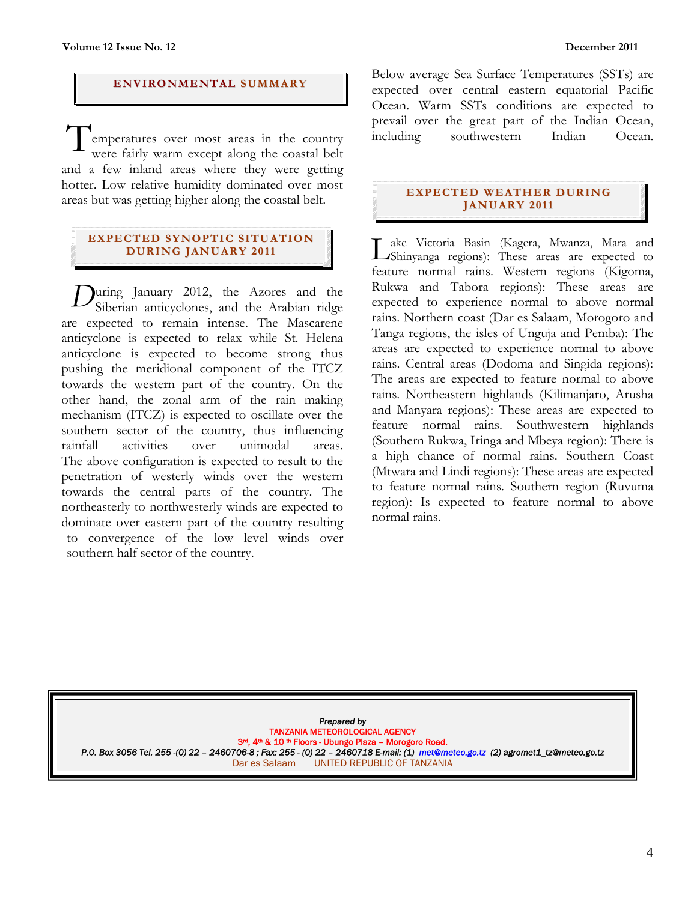## ENVIRONMENTAL SUMMARY

Temperatures over most areas in the country were fairly warm except along the coastal belt and a few inland areas where they were getting hotter. Low relative humidity dominated over most areas but was getting higher along the coastal belt.

## EXPECTED SYNOPTIC SITUATION DURING JANUARY 2011

During January 2012, the Azores and the Siberian anticyclones, and the Arabian ridge are expected to remain intense. The Mascarene anticyclone is expected to relax while St. Helena anticyclone is expected to become strong thus pushing the meridional component of the ITCZ towards the western part of the country. On the other hand, the zonal arm of the rain making mechanism (ITCZ) is expected to oscillate over the southern sector of the country, thus influencing rainfall activities over unimodal areas. The above configuration is expected to result to the penetration of westerly winds over the western towards the central parts of the country. The northeasterly to northwesterly winds are expected to dominate over eastern part of the country resulting to convergence of the low level winds over southern half sector of the country.

Below average Sea Surface Temperatures (SSTs) are expected over central eastern equatorial Pacific Ocean. Warm SSTs conditions are expected to prevail over the great part of the Indian Ocean, including southwestern Indian Ocean.

## EXPECTED WEATHER DURING JANUARY 2011

Lake Victoria Basin (Kagera, Mwanza, Mara and Shinyanga regions): These areas are expected to feature normal rains. Western regions (Kigoma, Rukwa and Tabora regions): These areas are expected to experience normal to above normal rains. Northern coast (Dar es Salaam, Morogoro and Tanga regions, the isles of Unguja and Pemba): The areas are expected to experience normal to above rains. Central areas (Dodoma and Singida regions): The areas are expected to feature normal to above rains. Northeastern highlands (Kilimanjaro, Arusha and Manyara regions): These areas are expected to feature normal rains. Southwestern highlands (Southern Rukwa, Iringa and Mbeya region): There is a high chance of normal rains. Southern Coast (Mtwara and Lindi regions): These areas are expected to feature normal rains. Southern region (Ruvuma region): Is expected to feature normal to above normal rains.

*Prepared by*
TANZANIA METEOROLOGICAL AGENCY
3rd, 4th & 10th Floors - Ubungo Plaza – Morogoro Road.
*P.O. Box 3056 Tel. 255 -(0) 22 – 2460706-8 ; Fax: 255 - (0) 22 – 2460718 E-mail: (1) met@meteo.go.tz (2) agromet1_tz@meteo.go.tz*
Dar es Salaam UNITED REPUBLIC OF TANZANIA